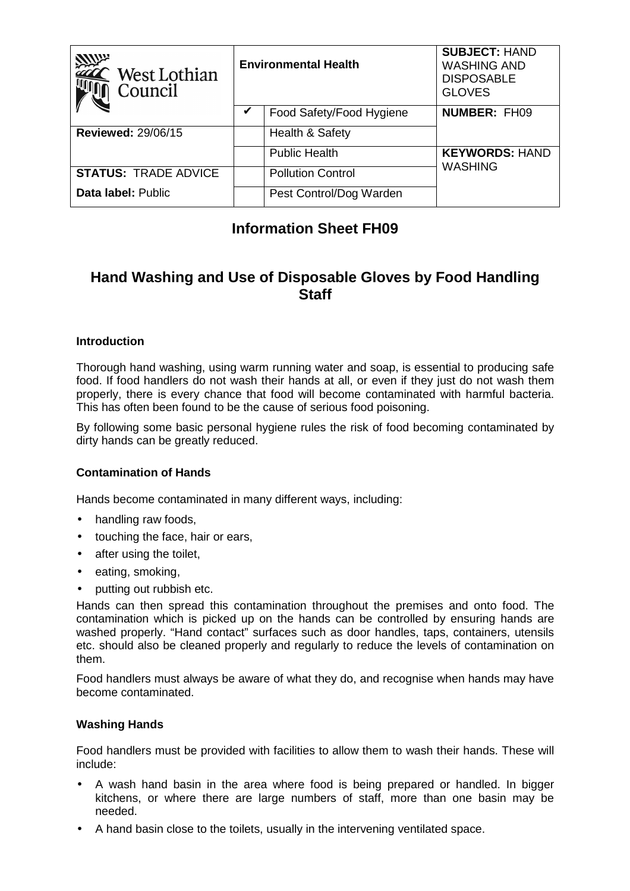| West Lothian Council | Environmental Health | | SUBJECT: HAND WASHING AND DISPOSABLE GLOVES |
| --- | --- | --- | --- |
| | ✔ | Food Safety/Food Hygiene | **NUMBER:** FH09 |
| **Reviewed:** 29/06/15 | | Health & Safety | |
| | | Public Health | **KEYWORDS:** HAND WASHING |
| **STATUS:** TRADE ADVICE | | Pollution Control | |
| **Data label:** Public | | Pest Control/Dog Warden | |

# Information Sheet FH09

# Hand Washing and Use of Disposable Gloves by Food Handling Staff

### Introduction

Thorough hand washing, using warm running water and soap, is essential to producing safe food. If food handlers do not wash their hands at all, or even if they just do not wash them properly, there is every chance that food will become contaminated with harmful bacteria. This has often been found to be the cause of serious food poisoning.

By following some basic personal hygiene rules the risk of food becoming contaminated by dirty hands can be greatly reduced.

### Contamination of Hands

Hands become contaminated in many different ways, including:

- handling raw foods,
- touching the face, hair or ears,
- after using the toilet,
- eating, smoking,
- putting out rubbish etc.

Hands can then spread this contamination throughout the premises and onto food. The contamination which is picked up on the hands can be controlled by ensuring hands are washed properly. "Hand contact" surfaces such as door handles, taps, containers, utensils etc. should also be cleaned properly and regularly to reduce the levels of contamination on them.

Food handlers must always be aware of what they do, and recognise when hands may have become contaminated.

### Washing Hands

Food handlers must be provided with facilities to allow them to wash their hands. These will include:

- A wash hand basin in the area where food is being prepared or handled. In bigger kitchens, or where there are large numbers of staff, more than one basin may be needed.
- A hand basin close to the toilets, usually in the intervening ventilated space.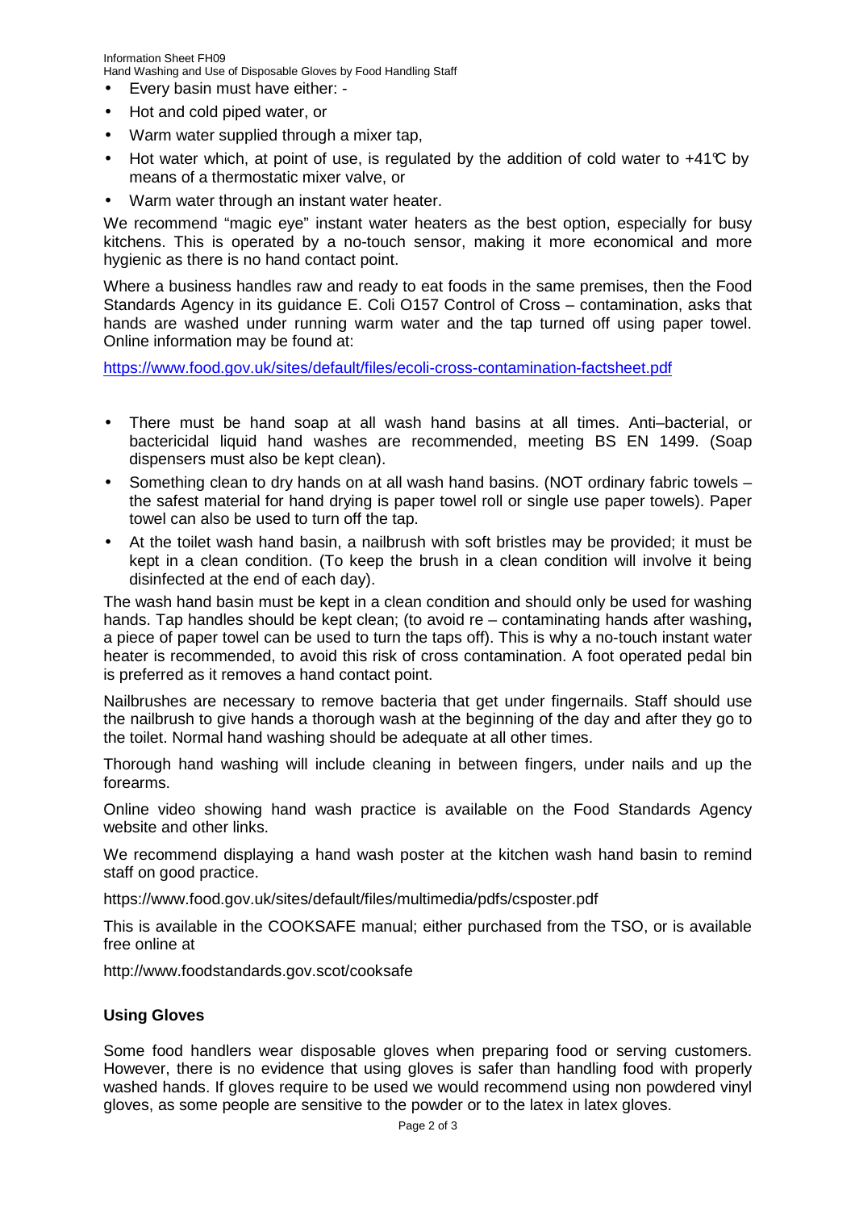- Every basin must have either: -
- Hot and cold piped water, or
- Warm water supplied through a mixer tap,
- Hot water which, at point of use, is regulated by the addition of cold water to +41℃ by means of a thermostatic mixer valve, or
- Warm water through an instant water heater.

We recommend "magic eye" instant water heaters as the best option, especially for busy kitchens. This is operated by a no-touch sensor, making it more economical and more hygienic as there is no hand contact point.

Where a business handles raw and ready to eat foods in the same premises, then the Food Standards Agency in its guidance E. Coli O157 Control of Cross – contamination, asks that hands are washed under running warm water and the tap turned off using paper towel. Online information may be found at:

https://www.food.gov.uk/sites/default/files/ecoli-cross-contamination-factsheet.pdf

- There must be hand soap at all wash hand basins at all times. Anti–bacterial, or bactericidal liquid hand washes are recommended, meeting BS EN 1499. (Soap dispensers must also be kept clean).
- Something clean to dry hands on at all wash hand basins. (NOT ordinary fabric towels – the safest material for hand drying is paper towel roll or single use paper towels). Paper towel can also be used to turn off the tap.
- At the toilet wash hand basin, a nailbrush with soft bristles may be provided; it must be kept in a clean condition. (To keep the brush in a clean condition will involve it being disinfected at the end of each day).

The wash hand basin must be kept in a clean condition and should only be used for washing hands. Tap handles should be kept clean; (to avoid re – contaminating hands after washing**,** a piece of paper towel can be used to turn the taps off). This is why a no-touch instant water heater is recommended, to avoid this risk of cross contamination. A foot operated pedal bin is preferred as it removes a hand contact point.

Nailbrushes are necessary to remove bacteria that get under fingernails. Staff should use the nailbrush to give hands a thorough wash at the beginning of the day and after they go to the toilet. Normal hand washing should be adequate at all other times.

Thorough hand washing will include cleaning in between fingers, under nails and up the forearms.

Online video showing hand wash practice is available on the Food Standards Agency website and other links.

We recommend displaying a hand wash poster at the kitchen wash hand basin to remind staff on good practice.

https://www.food.gov.uk/sites/default/files/multimedia/pdfs/csposter.pdf

This is available in the COOKSAFE manual; either purchased from the TSO, or is available free online at

http://www.foodstandards.gov.scot/cooksafe

## Using Gloves

Some food handlers wear disposable gloves when preparing food or serving customers. However, there is no evidence that using gloves is safer than handling food with properly washed hands. If gloves require to be used we would recommend using non powdered vinyl gloves, as some people are sensitive to the powder or to the latex in latex gloves.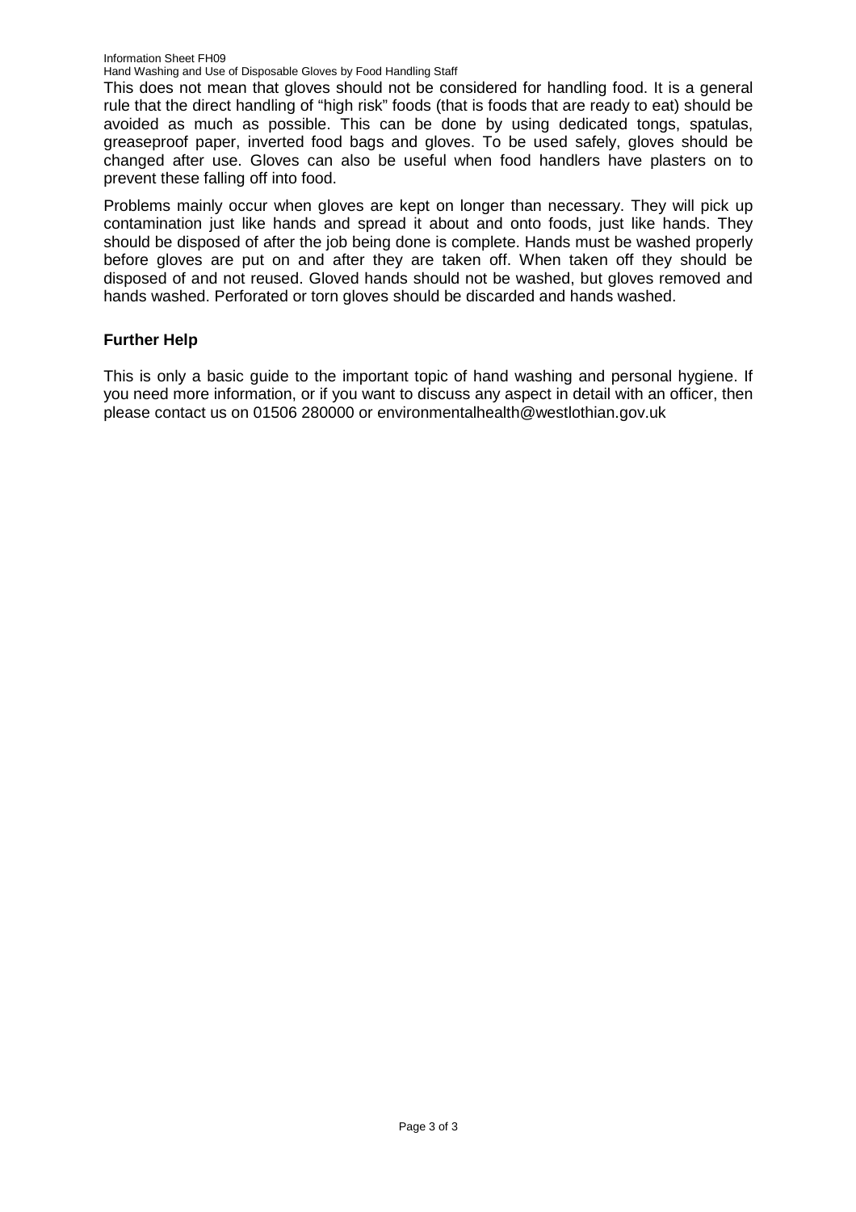This does not mean that gloves should not be considered for handling food. It is a general rule that the direct handling of "high risk" foods (that is foods that are ready to eat) should be avoided as much as possible. This can be done by using dedicated tongs, spatulas, greaseproof paper, inverted food bags and gloves. To be used safely, gloves should be changed after use. Gloves can also be useful when food handlers have plasters on to prevent these falling off into food.

Problems mainly occur when gloves are kept on longer than necessary. They will pick up contamination just like hands and spread it about and onto foods, just like hands. They should be disposed of after the job being done is complete. Hands must be washed properly before gloves are put on and after they are taken off. When taken off they should be disposed of and not reused. Gloved hands should not be washed, but gloves removed and hands washed. Perforated or torn gloves should be discarded and hands washed.

## Further Help

This is only a basic guide to the important topic of hand washing and personal hygiene. If you need more information, or if you want to discuss any aspect in detail with an officer, then please contact us on 01506 280000 or environmentalhealth@westlothian.gov.uk